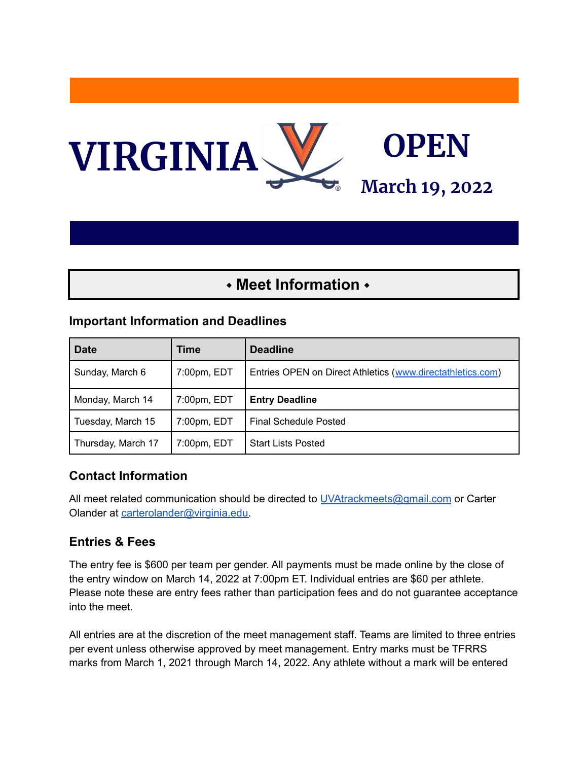# VIRGINIA OPEN

## March 19, 2022

## ⬩ Meet Information ⬩

### Important Information and Deadlines

| Date | Time | Deadline |
|---|---|---|
| Sunday, March 6 | 7:00pm, EDT | Entries OPEN on Direct Athletics (www.directathletics.com) |
| Monday, March 14 | 7:00pm, EDT | **Entry Deadline** |
| Tuesday, March 15 | 7:00pm, EDT | Final Schedule Posted |
| Thursday, March 17 | 7:00pm, EDT | Start Lists Posted |

### Contact Information

All meet related communication should be directed to UVAtrackmeets@gmail.com or Carter Olander at carterolander@virginia.edu.

### Entries & Fees

The entry fee is $600 per team per gender. All payments must be made online by the close of the entry window on March 14, 2022 at 7:00pm ET. Individual entries are $60 per athlete. Please note these are entry fees rather than participation fees and do not guarantee acceptance into the meet.

All entries are at the discretion of the meet management staff. Teams are limited to three entries per event unless otherwise approved by meet management. Entry marks must be TFRRS marks from March 1, 2021 through March 14, 2022. Any athlete without a mark will be entered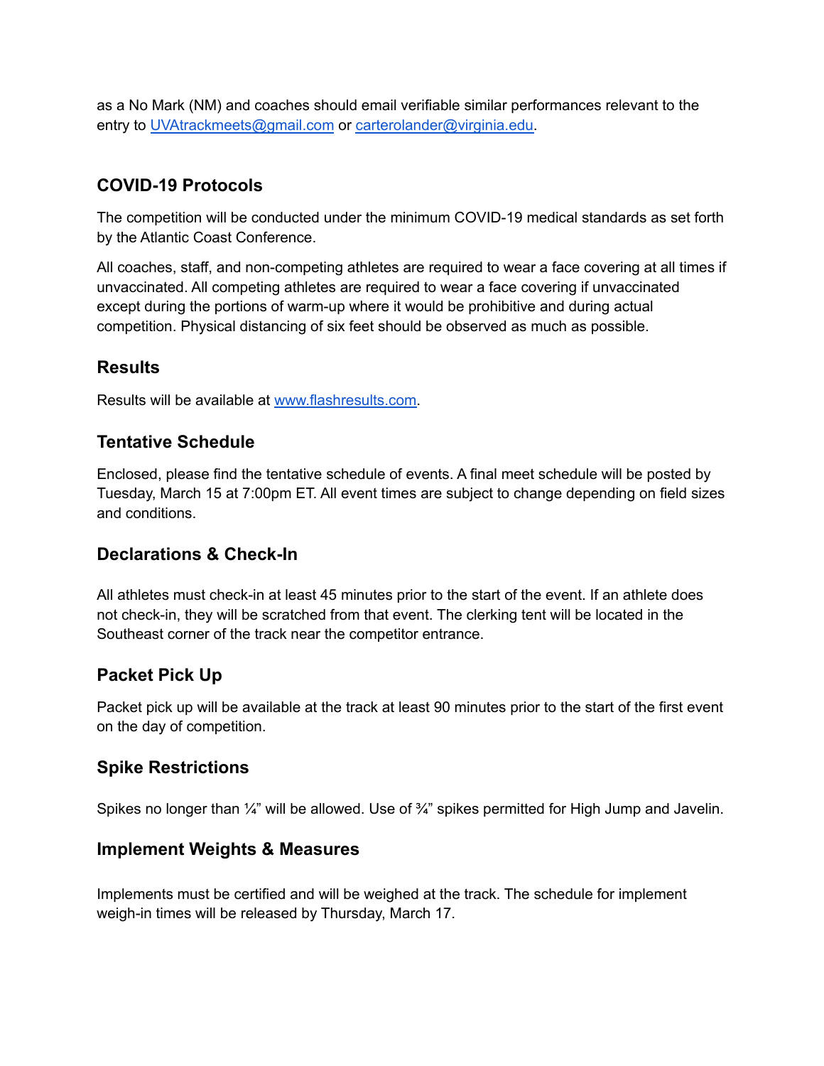as a No Mark (NM) and coaches should email verifiable similar performances relevant to the entry to UVAtrackmeets@gmail.com or carterolander@virginia.edu.

## COVID-19 Protocols

The competition will be conducted under the minimum COVID-19 medical standards as set forth by the Atlantic Coast Conference.

All coaches, staff, and non-competing athletes are required to wear a face covering at all times if unvaccinated. All competing athletes are required to wear a face covering if unvaccinated except during the portions of warm-up where it would be prohibitive and during actual competition. Physical distancing of six feet should be observed as much as possible.

## Results

Results will be available at www.flashresults.com.

## Tentative Schedule

Enclosed, please find the tentative schedule of events. A final meet schedule will be posted by Tuesday, March 15 at 7:00pm ET. All event times are subject to change depending on field sizes and conditions.

## Declarations & Check-In

All athletes must check-in at least 45 minutes prior to the start of the event. If an athlete does not check-in, they will be scratched from that event. The clerking tent will be located in the Southeast corner of the track near the competitor entrance.

## Packet Pick Up

Packet pick up will be available at the track at least 90 minutes prior to the start of the first event on the day of competition.

## Spike Restrictions

Spikes no longer than ¼" will be allowed. Use of ¾" spikes permitted for High Jump and Javelin.

## Implement Weights & Measures

Implements must be certified and will be weighed at the track. The schedule for implement weigh-in times will be released by Thursday, March 17.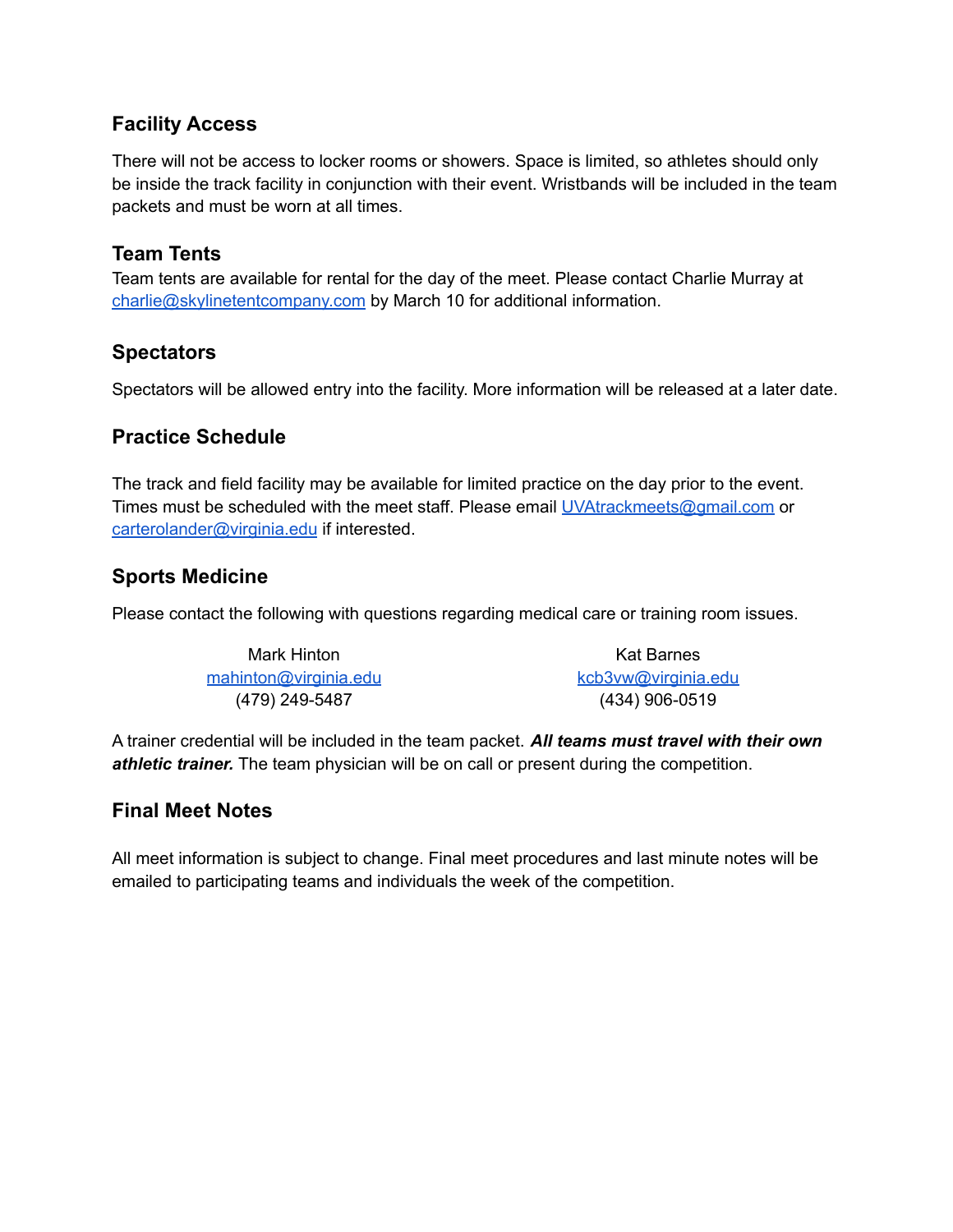## Facility Access

There will not be access to locker rooms or showers. Space is limited, so athletes should only be inside the track facility in conjunction with their event. Wristbands will be included in the team packets and must be worn at all times.

## Team Tents

Team tents are available for rental for the day of the meet. Please contact Charlie Murray at charlie@skylinetentcompany.com by March 10 for additional information.

## Spectators

Spectators will be allowed entry into the facility. More information will be released at a later date.

## Practice Schedule

The track and field facility may be available for limited practice on the day prior to the event. Times must be scheduled with the meet staff. Please email UVAtrackmeets@gmail.com or carterolander@virginia.edu if interested.

## Sports Medicine

Please contact the following with questions regarding medical care or training room issues.

Mark Hinton
mahinton@virginia.edu
(479) 249-5487

Kat Barnes
kcb3vw@virginia.edu
(434) 906-0519

A trainer credential will be included in the team packet. ***All teams must travel with their own athletic trainer.*** The team physician will be on call or present during the competition.

## Final Meet Notes

All meet information is subject to change. Final meet procedures and last minute notes will be emailed to participating teams and individuals the week of the competition.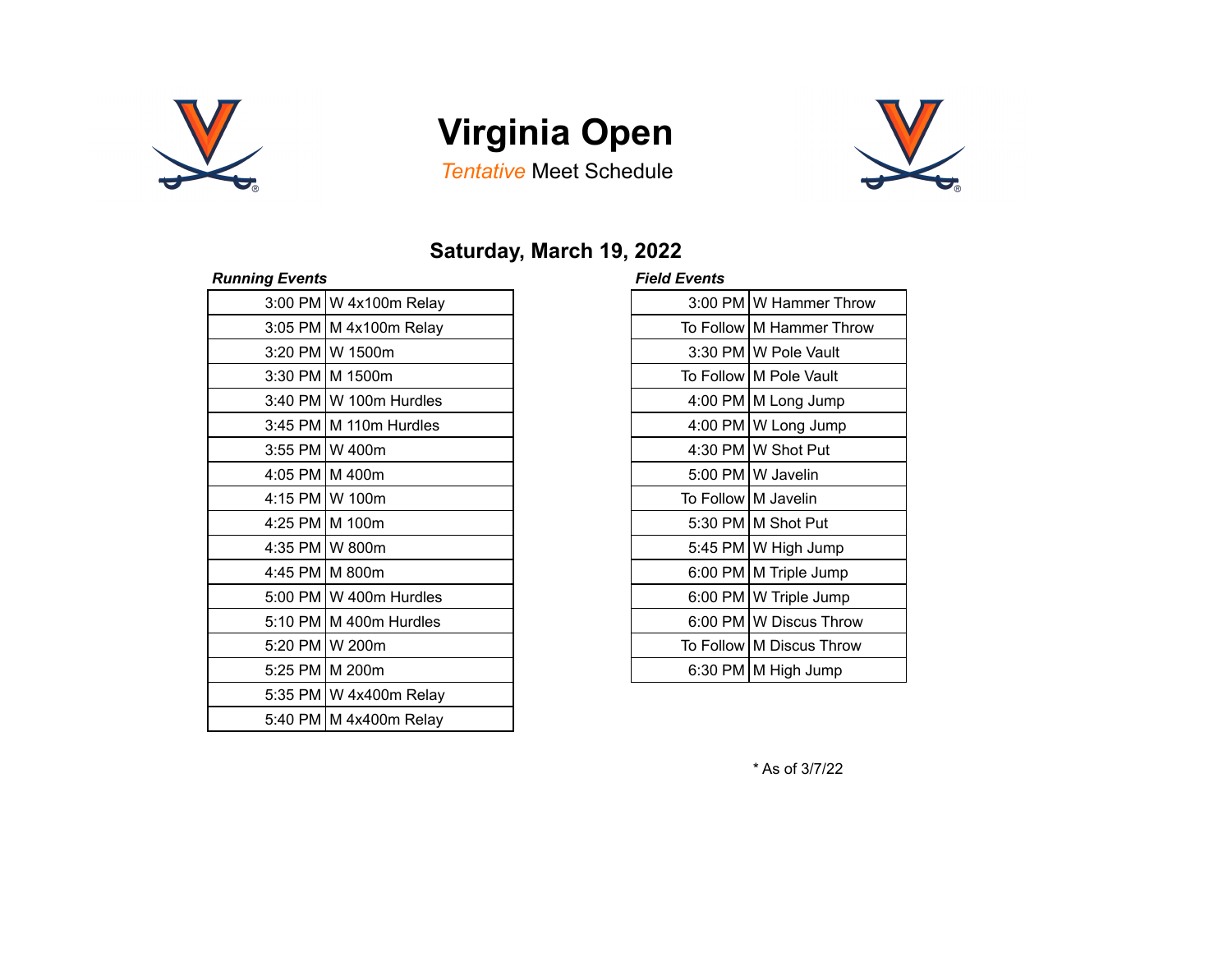# Virginia Open

*Tentative* Meet Schedule

## Saturday, March 19, 2022

***Running Events***

| | |
|---|---|
| 3:00 PM | W 4x100m Relay |
| 3:05 PM | M 4x100m Relay |
| 3:20 PM | W 1500m |
| 3:30 PM | M 1500m |
| 3:40 PM | W 100m Hurdles |
| 3:45 PM | M 110m Hurdles |
| 3:55 PM | W 400m |
| 4:05 PM | M 400m |
| 4:15 PM | W 100m |
| 4:25 PM | M 100m |
| 4:35 PM | W 800m |
| 4:45 PM | M 800m |
| 5:00 PM | W 400m Hurdles |
| 5:10 PM | M 400m Hurdles |
| 5:20 PM | W 200m |
| 5:25 PM | M 200m |
| 5:35 PM | W 4x400m Relay |
| 5:40 PM | M 4x400m Relay |

***Field Events***

| | |
|---|---|
| 3:00 PM | W Hammer Throw |
| To Follow | M Hammer Throw |
| 3:30 PM | W Pole Vault |
| To Follow | M Pole Vault |
| 4:00 PM | M Long Jump |
| 4:00 PM | W Long Jump |
| 4:30 PM | W Shot Put |
| 5:00 PM | W Javelin |
| To Follow | M Javelin |
| 5:30 PM | M Shot Put |
| 5:45 PM | W High Jump |
| 6:00 PM | M Triple Jump |
| 6:00 PM | W Triple Jump |
| 6:00 PM | W Discus Throw |
| To Follow | M Discus Throw |
| 6:30 PM | M High Jump |

* As of 3/7/22